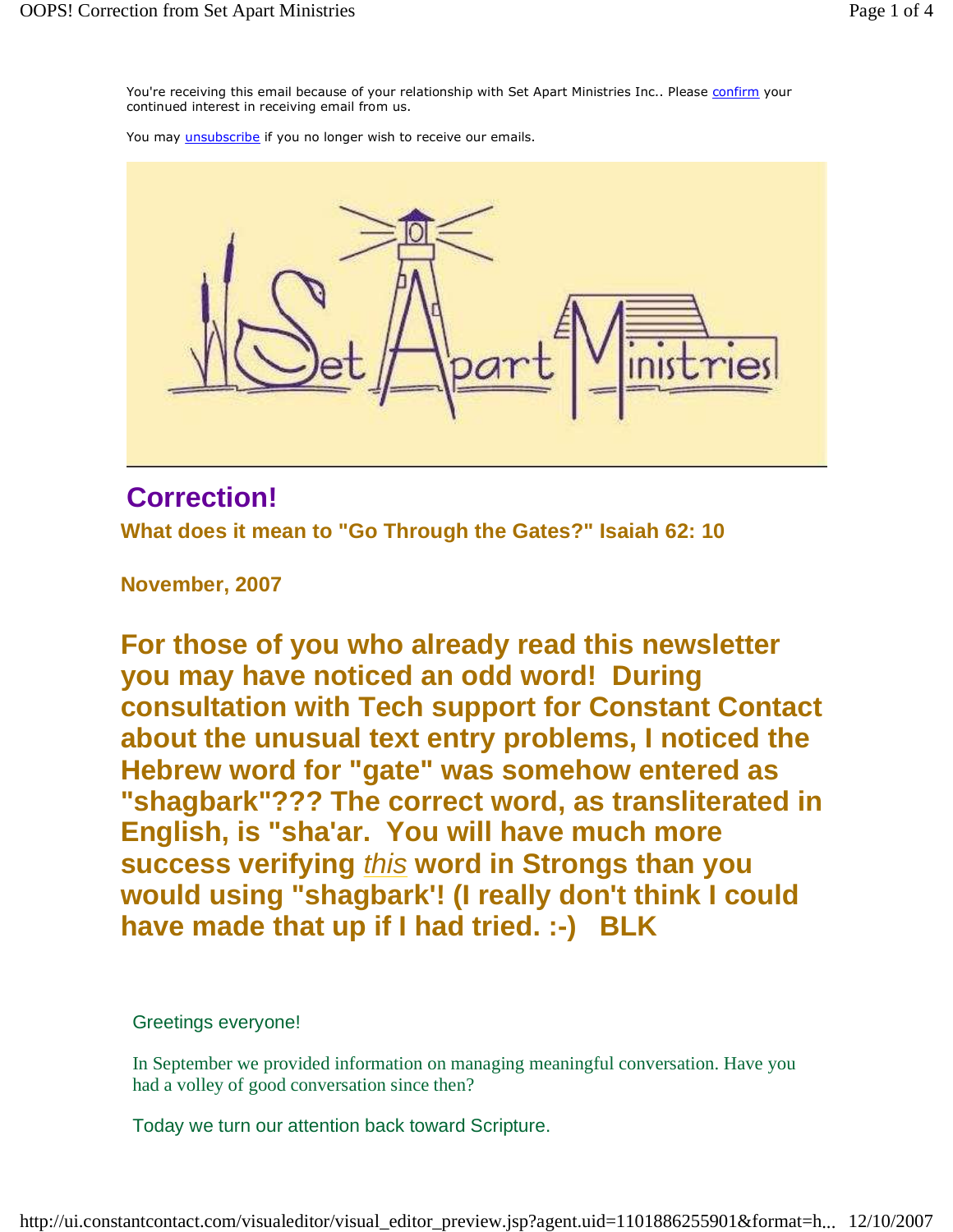You're receiving this email because of your relationship with Set Apart Ministries Inc.. Please confirm your continued interest in receiving email from us.

You may unsubscribe if you no longer wish to receive our emails.

# Correction!

### What does it mean to "Go Through the Gates?" Isaiah 62: 10

### November, 2007

## For those of you who already read this newsletter you may have noticed an odd word! During consultation with Tech support for Constant Contact about the unusual text entry problems, I noticed the Hebrew word for "gate" was somehow entered as "shagbark"??? The correct word, as transliterated in English, is "sha'ar. You will have much more success verifying *this* word in Strongs than you would using "shagbark'! (I really don't think I could have made that up if I had tried. :-) BLK

Greetings everyone!

In September we provided information on managing meaningful conversation. Have you had a volley of good conversation since then?

Today we turn our attention back toward Scripture.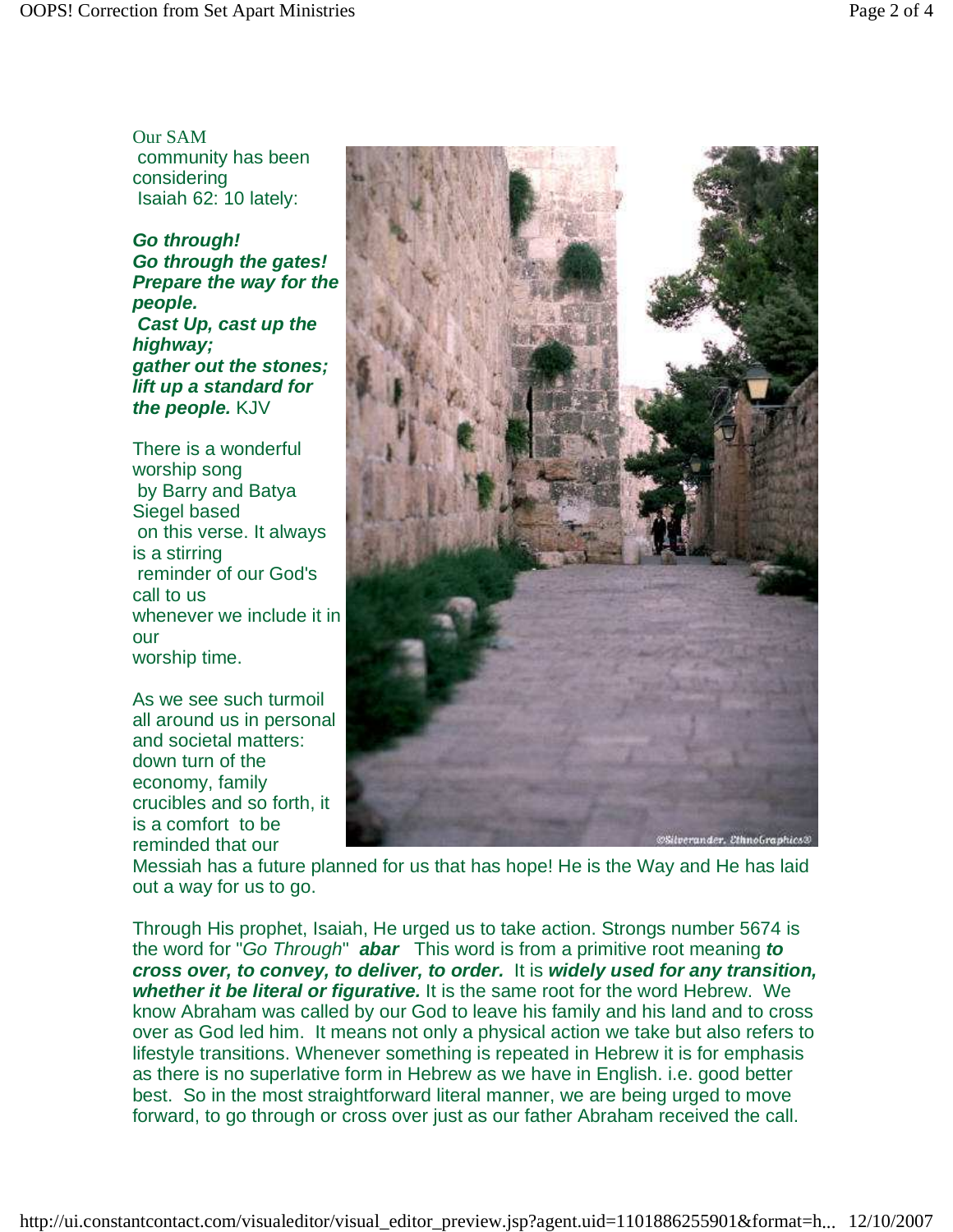Our SAM community has been considering Isaiah 62: 10 lately:

***Go through!***
***Go through the gates!***
***Prepare the way for the people.***
***Cast Up, cast up the highway;***
***gather out the stones;***
***lift up a standard for the people.*** KJV

There is a wonderful worship song by Barry and Batya Siegel based on this verse. It always is a stirring reminder of our God's call to us whenever we include it in our worship time.

As we see such turmoil all around us in personal and societal matters: down turn of the economy, family crucibles and so forth, it is a comfort to be reminded that our Messiah has a future planned for us that has hope! He is the Way and He has laid out a way for us to go.

Through His prophet, Isaiah, He urged us to take action. Strongs number 5674 is the word for "*Go Through*" ***abar*** This word is from a primitive root meaning ***to cross over, to convey, to deliver, to order.*** It is ***widely used for any transition, whether it be literal or figurative.*** It is the same root for the word Hebrew. We know Abraham was called by our God to leave his family and his land and to cross over as God led him. It means not only a physical action we take but also refers to lifestyle transitions. Whenever something is repeated in Hebrew it is for emphasis as there is no superlative form in Hebrew as we have in English. i.e. good better best. So in the most straightforward literal manner, we are being urged to move forward, to go through or cross over just as our father Abraham received the call.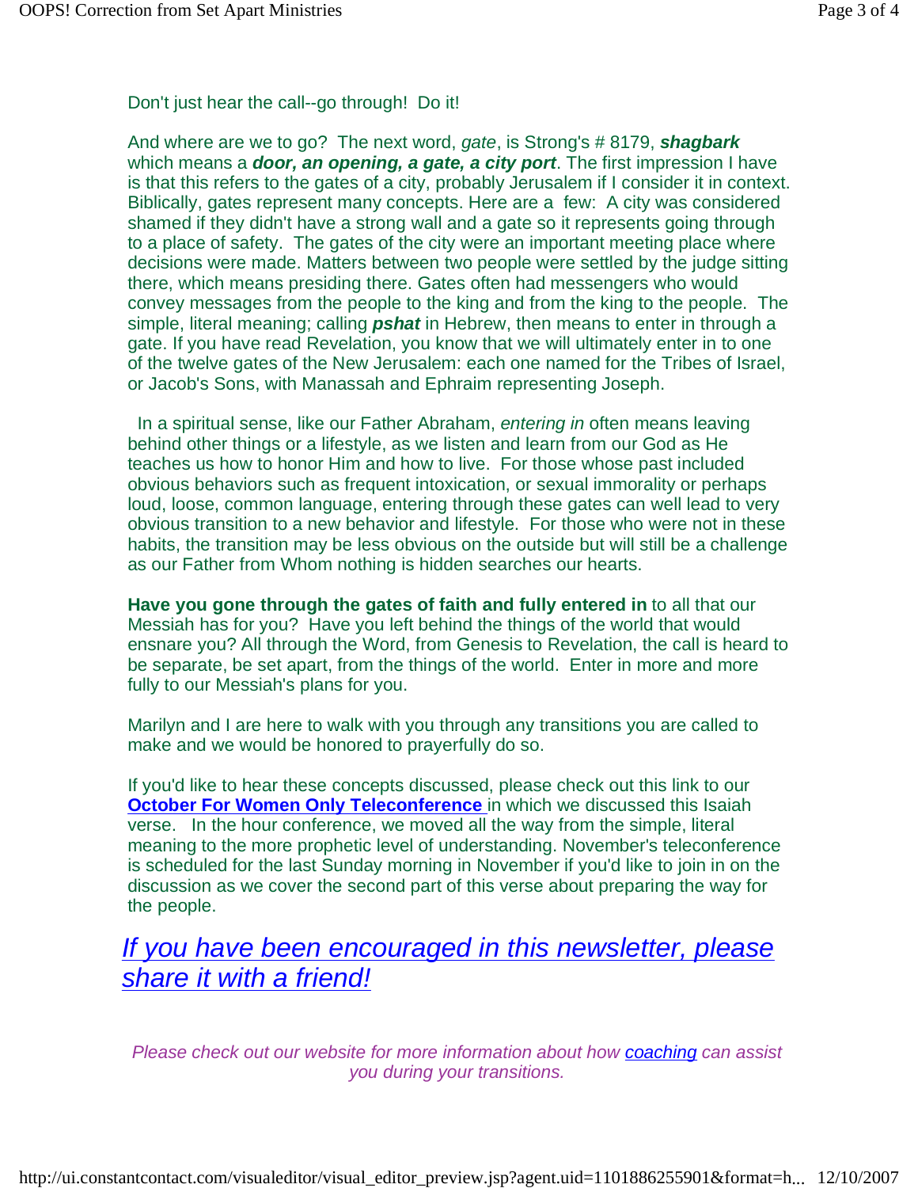Don't just hear the call--go through!  Do it!

And where are we to go?  The next word, *gate*, is Strong's # 8179, ***shagbark*** which means a ***door, an opening, a gate, a city port***. The first impression I have is that this refers to the gates of a city, probably Jerusalem if I consider it in context. Biblically, gates represent many concepts. Here are a  few:  A city was considered shamed if they didn't have a strong wall and a gate so it represents going through to a place of safety.  The gates of the city were an important meeting place where decisions were made. Matters between two people were settled by the judge sitting there, which means presiding there. Gates often had messengers who would convey messages from the people to the king and from the king to the people.  The simple, literal meaning; calling ***pshat*** in Hebrew, then means to enter in through a gate. If you have read Revelation, you know that we will ultimately enter in to one of the twelve gates of the New Jerusalem: each one named for the Tribes of Israel, or Jacob's Sons, with Manassah and Ephraim representing Joseph.

In a spiritual sense, like our Father Abraham, *entering in* often means leaving behind other things or a lifestyle, as we listen and learn from our God as He teaches us how to honor Him and how to live.  For those whose past included obvious behaviors such as frequent intoxication, or sexual immorality or perhaps loud, loose, common language, entering through these gates can well lead to very obvious transition to a new behavior and lifestyle.  For those who were not in these habits, the transition may be less obvious on the outside but will still be a challenge as our Father from Whom nothing is hidden searches our hearts.

**Have you gone through the gates of faith and fully entered in** to all that our Messiah has for you?  Have you left behind the things of the world that would ensnare you? All through the Word, from Genesis to Revelation, the call is heard to be separate, be set apart, from the things of the world.  Enter in more and more fully to our Messiah's plans for you.

Marilyn and I are here to walk with you through any transitions you are called to make and we would be honored to prayerfully do so.

If you'd like to hear these concepts discussed, please check out this link to our **October For Women Only Teleconference** in which we discussed this Isaiah verse.   In the hour conference, we moved all the way from the simple, literal meaning to the more prophetic level of understanding. November's teleconference is scheduled for the last Sunday morning in November if you'd like to join in on the discussion as we cover the second part of this verse about preparing the way for the people.

*If you have been encouraged in this newsletter, please share it with a friend!*

*Please check out our website for more information about how coaching can assist you during your transitions.*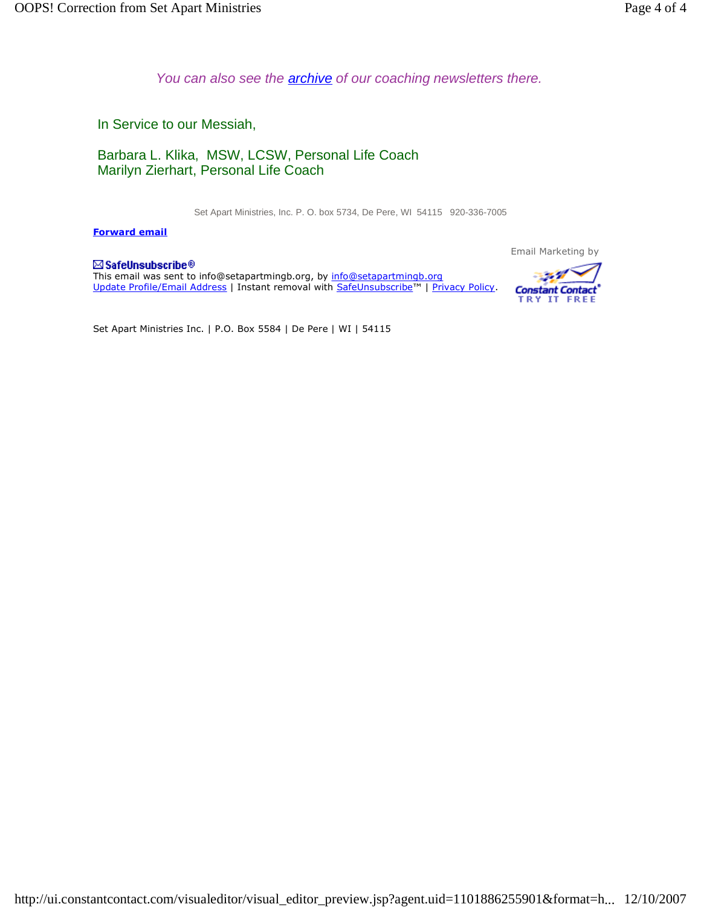*You can also see the archive of our coaching newsletters there.*

In Service to our Messiah,

Barbara L. Klika, MSW, LCSW, Personal Life Coach
Marilyn Zierhart, Personal Life Coach

Set Apart Ministries, Inc. P. O. box 5734, De Pere, WI 54115 920-336-7005

**Forward email**

Email Marketing by

**SafeUnsubscribe®**
This email was sent to info@setapartmingb.org, by info@setapartmingb.org
Update Profile/Email Address | Instant removal with SafeUnsubscribe™ | Privacy Policy.

Constant Contact
TRY IT FREE

Set Apart Ministries Inc. | P.O. Box 5584 | De Pere | WI | 54115